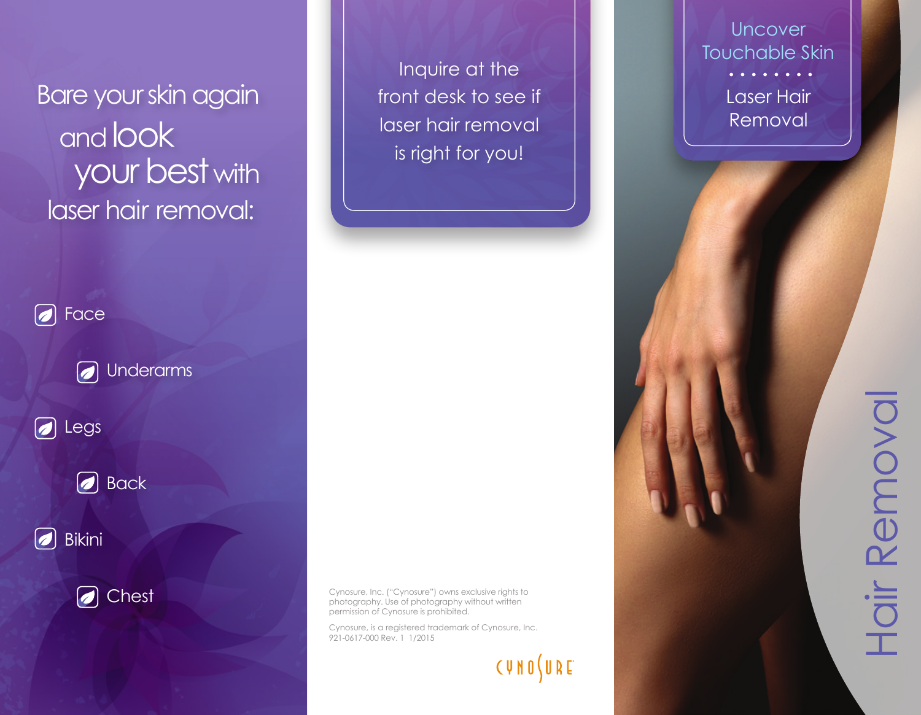Bare your skin again and look your best with laser hair removal:

- Face
- Underarms
- Legs
- Back
- Bikini
- Chest

Inquire at the front desk to see if laser hair removal is right for you!

Cynosure, Inc. ("Cynosure") owns exclusive rights to photography. Use of photography without written permission of Cynosure is prohibited.

Cynosure, is a registered trademark of Cynosure, Inc.
921-0617-000 Rev. 1 1/2015

CYNOSURE

# Uncover Touchable Skin

## Laser Hair Removal

# Hair Removal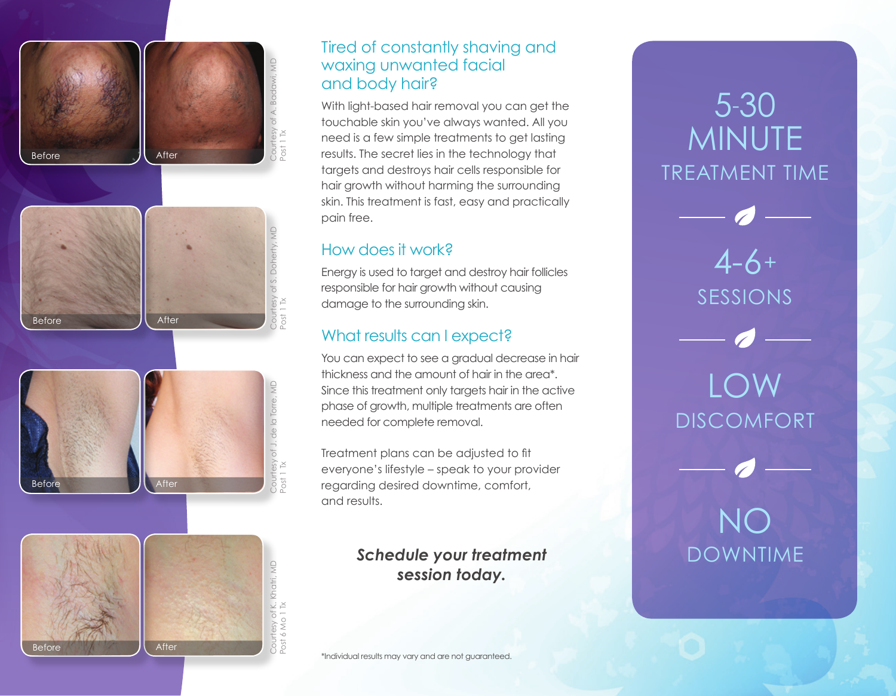Before

After

Courtesy of A. Badawi, MD
Post 1 Tx

Before

After

Courtesy of S. Doherty, MD
Post 1 Tx

Before

After

Courtesy of J. de la Torre, MD
Post 1 Tx

Before

After

Courtesy of K. Khatri, MD
Post 6 Mo 1 Tx

## Tired of constantly shaving and waxing unwanted facial and body hair?

With light-based hair removal you can get the touchable skin you've always wanted. All you need is a few simple treatments to get lasting results. The secret lies in the technology that targets and destroys hair cells responsible for hair growth without harming the surrounding skin. This treatment is fast, easy and practically pain free.

## How does it work?

Energy is used to target and destroy hair follicles responsible for hair growth without causing damage to the surrounding skin.

## What results can I expect?

You can expect to see a gradual decrease in hair thickness and the amount of hair in the area*. Since this treatment only targets hair in the active phase of growth, multiple treatments are often needed for complete removal.

Treatment plans can be adjusted to fit everyone's lifestyle – speak to your provider regarding desired downtime, comfort, and results.

***Schedule your treatment session today.***

*Individual results may vary and are not guaranteed.

5-30 MINUTE
TREATMENT TIME

4-6+
SESSIONS

LOW
DISCOMFORT

NO
DOWNTIME